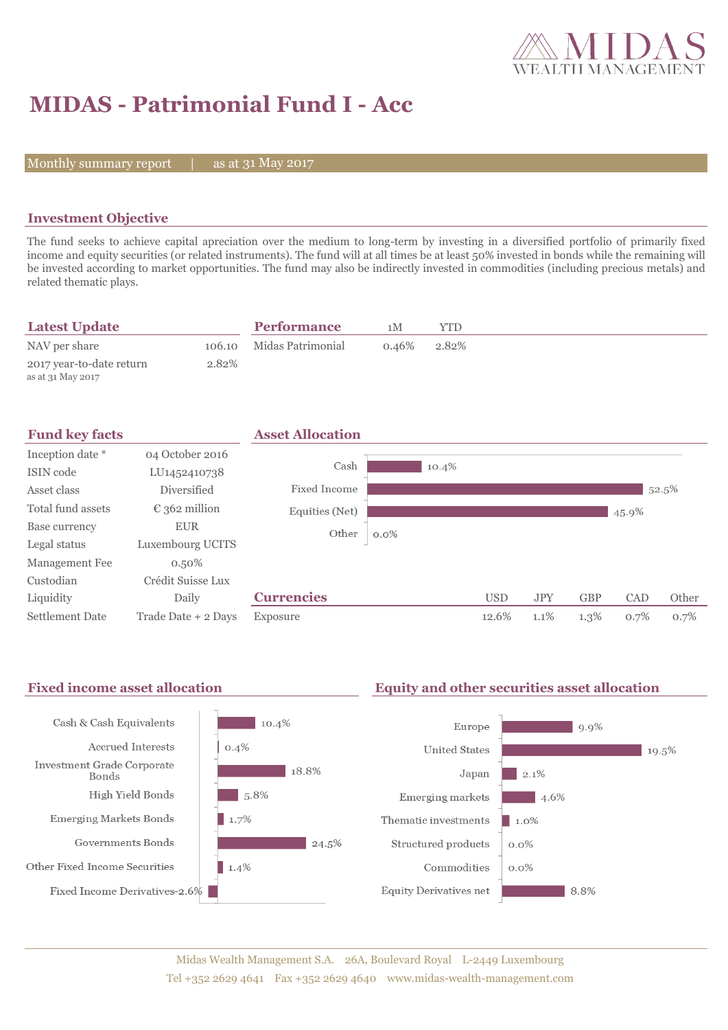# MIDAS - Patrimonial Fund I - Acc

Monthly summary report | as at 31 May 2017

## Investment Objective

The fund seeks to achieve capital apreciation over the medium to long-term by investing in a diversified portfolio of primarily fixed income and equity securities (or related instruments). The fund will at all times be at least 50% invested in bonds while the remaining will be invested according to market opportunities. The fund may also be indirectly invested in commodities (including precious metals) and related thematic plays.

## Latest Update

| | |
|---|---|
| NAV per share | 106.10 |
| 2017 year-to-date return<br>as at 31 May 2017 | 2.82% |

## Performance

| | 1M | YTD |
|---|---|---|
| Midas Patrimonial | 0.46% | 2.82% |

## Fund key facts

| | |
|---|---|
| Inception date * | 04 October 2016 |
| ISIN code | LU1452410738 |
| Asset class | Diversified |
| Total fund assets | € 362 million |
| Base currency | EUR |
| Legal status | Luxembourg UCITS |
| Management Fee | 0.50% |
| Custodian | Crédit Suisse Lux |
| Liquidity | Daily |
| Settlement Date | Trade Date + 2 Days |

## Asset Allocation

| | |
|---|---|
| Cash | 10.4% |
| Fixed Income | 52.5% |
| Equities (Net) | 45.9% |
| Other | 0.0% |

## Currencies

| | USD | JPY | GBP | CAD | Other |
|---|---|---|---|---|---|
| Exposure | 12.6% | 1.1% | 1.3% | 0.7% | 0.7% |

## Fixed income asset allocation

| | |
|---|---|
| Cash & Cash Equivalents | 10.4% |
| Accrued Interests | 0.4% |
| Investment Grade Corporate Bonds | 18.8% |
| High Yield Bonds | 5.8% |
| Emerging Markets Bonds | 1.7% |
| Governments Bonds | 24.5% |
| Other Fixed Income Securities | 1.4% |
| Fixed Income Derivatives | -2.6% |

## Equity and other securities asset allocation

| | |
|---|---|
| Europe | 9.9% |
| United States | 19.5% |
| Japan | 2.1% |
| Emerging markets | 4.6% |
| Thematic investments | 1.0% |
| Structured products | 0.0% |
| Commodities | 0.0% |
| Equity Derivatives net | 8.8% |

Midas Wealth Management S.A. 26A, Boulevard Royal L-2449 Luxembourg
Tel +352 2629 4641 Fax +352 2629 4640 www.midas-wealth-management.com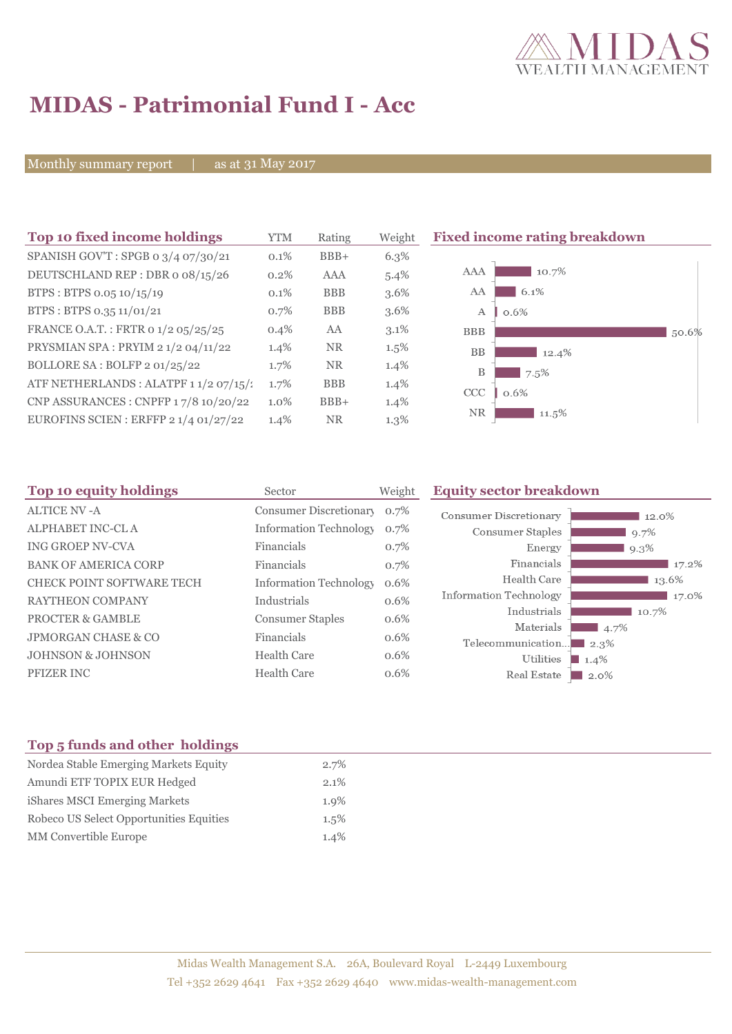# MIDAS - Patrimonial Fund I - Acc

Monthly summary report | as at 31 May 2017

## Top 10 fixed income holdings

| Top 10 fixed income holdings | YTM | Rating | Weight |
|---|---|---|---|
| SPANISH GOV'T : SPGB 0 3/4 07/30/21 | 0.1% | BBB+ | 6.3% |
| DEUTSCHLAND REP : DBR 0 08/15/26 | 0.2% | AAA | 5.4% |
| BTPS : BTPS 0.05 10/15/19 | 0.1% | BBB | 3.6% |
| BTPS : BTPS 0.35 11/01/21 | 0.7% | BBB | 3.6% |
| FRANCE O.A.T. : FRTR 0 1/2 05/25/25 | 0.4% | AA | 3.1% |
| PRYSMIAN SPA : PRYIM 2 1/2 04/11/22 | 1.4% | NR | 1.5% |
| BOLLORE SA : BOLFP 2 01/25/22 | 1.7% | NR | 1.4% |
| ATF NETHERLANDS : ALATPF 1 1/2 07/15/2 | 1.7% | BBB | 1.4% |
| CNP ASSURANCES : CNPFP 1 7/8 10/20/22 | 1.0% | BBB+ | 1.4% |
| EUROFINS SCIEN : ERFFP 2 1/4 01/27/22 | 1.4% | NR | 1.3% |

## Fixed income rating breakdown

| Rating | Weight |
|---|---|
| AAA | 10.7% |
| AA | 6.1% |
| A | 0.6% |
| BBB | 50.6% |
| BB | 12.4% |
| B | 7.5% |
| CCC | 0.6% |
| NR | 11.5% |

## Top 10 equity holdings

| Top 10 equity holdings | Sector | Weight |
|---|---|---|
| ALTICE NV -A | Consumer Discretionary | 0.7% |
| ALPHABET INC-CL A | Information Technology | 0.7% |
| ING GROEP NV-CVA | Financials | 0.7% |
| BANK OF AMERICA CORP | Financials | 0.7% |
| CHECK POINT SOFTWARE TECH | Information Technology | 0.6% |
| RAYTHEON COMPANY | Industrials | 0.6% |
| PROCTER & GAMBLE | Consumer Staples | 0.6% |
| JPMORGAN CHASE & CO | Financials | 0.6% |
| JOHNSON & JOHNSON | Health Care | 0.6% |
| PFIZER INC | Health Care | 0.6% |

## Equity sector breakdown

| Sector | Weight |
|---|---|
| Consumer Discretionary | 12.0% |
| Consumer Staples | 9.7% |
| Energy | 9.3% |
| Financials | 17.2% |
| Health Care | 13.6% |
| Information Technology | 17.0% |
| Industrials | 10.7% |
| Materials | 4.7% |
| Telecommunication... | 2.3% |
| Utilities | 1.4% |
| Real Estate | 2.0% |

## Top 5 funds and other holdings

| Top 5 funds and other holdings | Weight |
|---|---|
| Nordea Stable Emerging Markets Equity | 2.7% |
| Amundi ETF TOPIX EUR Hedged | 2.1% |
| iShares MSCI Emerging Markets | 1.9% |
| Robeco US Select Opportunities Equities | 1.5% |
| MM Convertible Europe | 1.4% |

Midas Wealth Management S.A. 26A, Boulevard Royal L-2449 Luxembourg
Tel +352 2629 4641 Fax +352 2629 4640 www.midas-wealth-management.com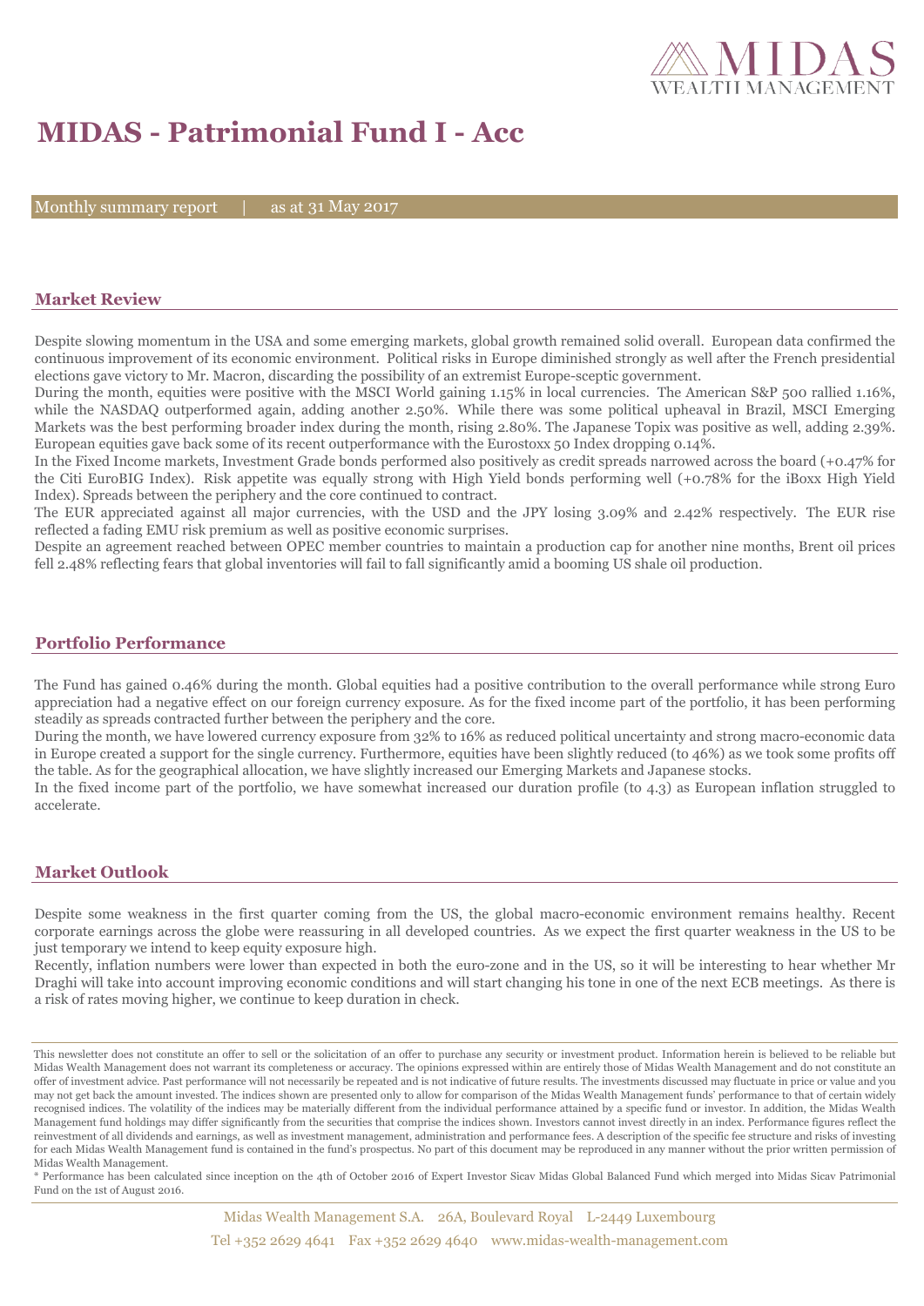# MIDAS - Patrimonial Fund I - Acc

Monthly summary report | as at 31 May 2017

## Market Review

Despite slowing momentum in the USA and some emerging markets, global growth remained solid overall. European data confirmed the continuous improvement of its economic environment. Political risks in Europe diminished strongly as well after the French presidential elections gave victory to Mr. Macron, discarding the possibility of an extremist Europe-sceptic government.
During the month, equities were positive with the MSCI World gaining 1.15% in local currencies. The American S&P 500 rallied 1.16%, while the NASDAQ outperformed again, adding another 2.50%. While there was some political upheaval in Brazil, MSCI Emerging Markets was the best performing broader index during the month, rising 2.80%. The Japanese Topix was positive as well, adding 2.39%. European equities gave back some of its recent outperformance with the Eurostoxx 50 Index dropping 0.14%.
In the Fixed Income markets, Investment Grade bonds performed also positively as credit spreads narrowed across the board (+0.47% for the Citi EuroBIG Index). Risk appetite was equally strong with High Yield bonds performing well (+0.78% for the iBoxx High Yield Index). Spreads between the periphery and the core continued to contract.
The EUR appreciated against all major currencies, with the USD and the JPY losing 3.09% and 2.42% respectively. The EUR rise reflected a fading EMU risk premium as well as positive economic surprises.
Despite an agreement reached between OPEC member countries to maintain a production cap for another nine months, Brent oil prices fell 2.48% reflecting fears that global inventories will fail to fall significantly amid a booming US shale oil production.

## Portfolio Performance

The Fund has gained 0.46% during the month. Global equities had a positive contribution to the overall performance while strong Euro appreciation had a negative effect on our foreign currency exposure. As for the fixed income part of the portfolio, it has been performing steadily as spreads contracted further between the periphery and the core.
During the month, we have lowered currency exposure from 32% to 16% as reduced political uncertainty and strong macro-economic data in Europe created a support for the single currency. Furthermore, equities have been slightly reduced (to 46%) as we took some profits off the table. As for the geographical allocation, we have slightly increased our Emerging Markets and Japanese stocks.
In the fixed income part of the portfolio, we have somewhat increased our duration profile (to 4.3) as European inflation struggled to accelerate.

## Market Outlook

Despite some weakness in the first quarter coming from the US, the global macro-economic environment remains healthy. Recent corporate earnings across the globe were reassuring in all developed countries. As we expect the first quarter weakness in the US to be just temporary we intend to keep equity exposure high.
Recently, inflation numbers were lower than expected in both the euro-zone and in the US, so it will be interesting to hear whether Mr Draghi will take into account improving economic conditions and will start changing his tone in one of the next ECB meetings. As there is a risk of rates moving higher, we continue to keep duration in check.

This newsletter does not constitute an offer to sell or the solicitation of an offer to purchase any security or investment product. Information herein is believed to be reliable but Midas Wealth Management does not warrant its completeness or accuracy. The opinions expressed within are entirely those of Midas Wealth Management and do not constitute an offer of investment advice. Past performance will not necessarily be repeated and is not indicative of future results. The investments discussed may fluctuate in price or value and you may not get back the amount invested. The indices shown are presented only to allow for comparison of the Midas Wealth Management funds' performance to that of certain widely recognised indices. The volatility of the indices may be materially different from the individual performance attained by a specific fund or investor. In addition, the Midas Wealth Management fund holdings may differ significantly from the securities that comprise the indices shown. Investors cannot invest directly in an index. Performance figures reflect the reinvestment of all dividends and earnings, as well as investment management, administration and performance fees. A description of the specific fee structure and risks of investing for each Midas Wealth Management fund is contained in the fund's prospectus. No part of this document may be reproduced in any manner without the prior written permission of Midas Wealth Management.

\* Performance has been calculated since inception on the 4th of October 2016 of Expert Investor Sicav Midas Global Balanced Fund which merged into Midas Sicav Patrimonial Fund on the 1st of August 2016.

Midas Wealth Management S.A. 26A, Boulevard Royal L-2449 Luxembourg
Tel +352 2629 4641 Fax +352 2629 4640 www.midas-wealth-management.com